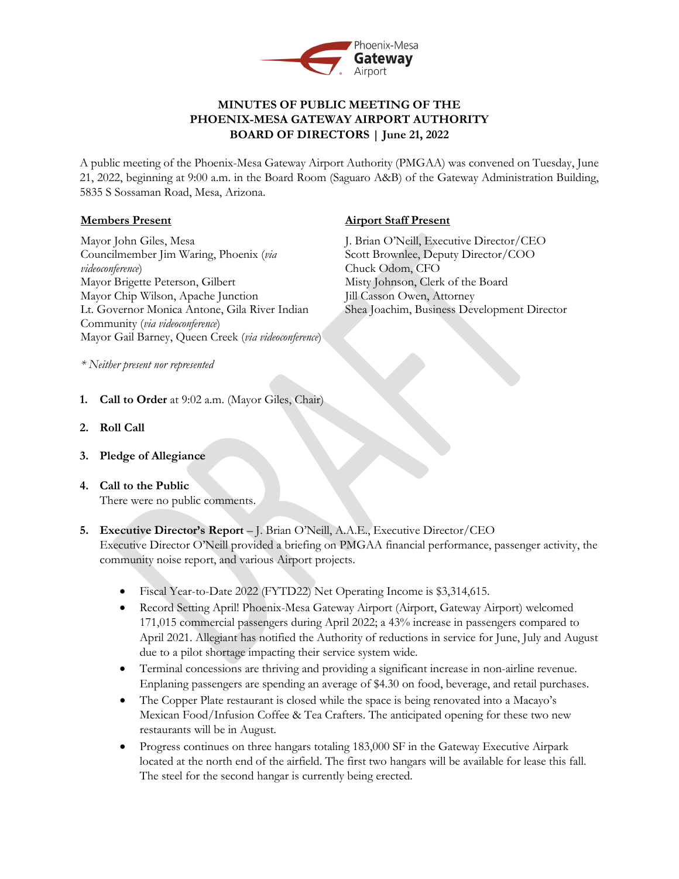# MINUTES OF PUBLIC MEETING OF THE PHOENIX-MESA GATEWAY AIRPORT AUTHORITY BOARD OF DIRECTORS | June 21, 2022

A public meeting of the Phoenix-Mesa Gateway Airport Authority (PMGAA) was convened on Tuesday, June 21, 2022, beginning at 9:00 a.m. in the Board Room (Saguaro A&B) of the Gateway Administration Building, 5835 S Sossaman Road, Mesa, Arizona.

**Members Present**

Mayor John Giles, Mesa
Councilmember Jim Waring, Phoenix (*via videoconference*)
Mayor Brigette Peterson, Gilbert
Mayor Chip Wilson, Apache Junction
Lt. Governor Monica Antone, Gila River Indian Community (*via videoconference*)
Mayor Gail Barney, Queen Creek (*via videoconference*)

**Airport Staff Present**

J. Brian O'Neill, Executive Director/CEO
Scott Brownlee, Deputy Director/COO
Chuck Odom, CFO
Misty Johnson, Clerk of the Board
Jill Casson Owen, Attorney
Shea Joachim, Business Development Director

*\* Neither present nor represented*

1. **Call to Order** at 9:02 a.m. (Mayor Giles, Chair)

2. **Roll Call**

3. **Pledge of Allegiance**

4. **Call to the Public**
   There were no public comments.

5. **Executive Director's Report** – J. Brian O'Neill, A.A.E., Executive Director/CEO
   Executive Director O'Neill provided a briefing on PMGAA financial performance, passenger activity, the community noise report, and various Airport projects.

   - Fiscal Year-to-Date 2022 (FYTD22) Net Operating Income is $3,314,615.
   - Record Setting April! Phoenix-Mesa Gateway Airport (Airport, Gateway Airport) welcomed 171,015 commercial passengers during April 2022; a 43% increase in passengers compared to April 2021. Allegiant has notified the Authority of reductions in service for June, July and August due to a pilot shortage impacting their service system wide.
   - Terminal concessions are thriving and providing a significant increase in non-airline revenue. Enplaning passengers are spending an average of $4.30 on food, beverage, and retail purchases.
   - The Copper Plate restaurant is closed while the space is being renovated into a Macayo's Mexican Food/Infusion Coffee & Tea Crafters. The anticipated opening for these two new restaurants will be in August.
   - Progress continues on three hangars totaling 183,000 SF in the Gateway Executive Airpark located at the north end of the airfield. The first two hangars will be available for lease this fall. The steel for the second hangar is currently being erected.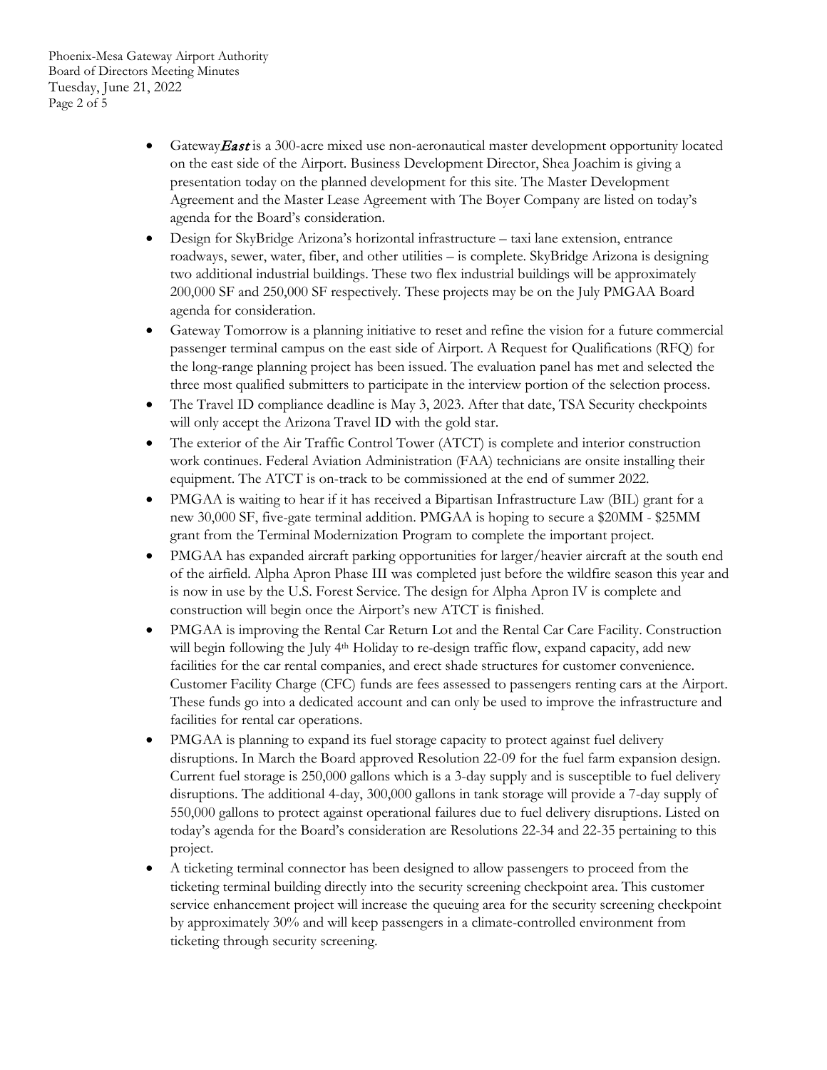- Gateway*East* is a 300-acre mixed use non-aeronautical master development opportunity located on the east side of the Airport. Business Development Director, Shea Joachim is giving a presentation today on the planned development for this site. The Master Development Agreement and the Master Lease Agreement with The Boyer Company are listed on today's agenda for the Board's consideration.
- Design for SkyBridge Arizona's horizontal infrastructure – taxi lane extension, entrance roadways, sewer, water, fiber, and other utilities – is complete. SkyBridge Arizona is designing two additional industrial buildings. These two flex industrial buildings will be approximately 200,000 SF and 250,000 SF respectively. These projects may be on the July PMGAA Board agenda for consideration.
- Gateway Tomorrow is a planning initiative to reset and refine the vision for a future commercial passenger terminal campus on the east side of Airport. A Request for Qualifications (RFQ) for the long-range planning project has been issued. The evaluation panel has met and selected the three most qualified submitters to participate in the interview portion of the selection process.
- The Travel ID compliance deadline is May 3, 2023. After that date, TSA Security checkpoints will only accept the Arizona Travel ID with the gold star.
- The exterior of the Air Traffic Control Tower (ATCT) is complete and interior construction work continues. Federal Aviation Administration (FAA) technicians are onsite installing their equipment. The ATCT is on-track to be commissioned at the end of summer 2022.
- PMGAA is waiting to hear if it has received a Bipartisan Infrastructure Law (BIL) grant for a new 30,000 SF, five-gate terminal addition. PMGAA is hoping to secure a $20MM - $25MM grant from the Terminal Modernization Program to complete the important project.
- PMGAA has expanded aircraft parking opportunities for larger/heavier aircraft at the south end of the airfield. Alpha Apron Phase III was completed just before the wildfire season this year and is now in use by the U.S. Forest Service. The design for Alpha Apron IV is complete and construction will begin once the Airport's new ATCT is finished.
- PMGAA is improving the Rental Car Return Lot and the Rental Car Care Facility. Construction will begin following the July 4th Holiday to re-design traffic flow, expand capacity, add new facilities for the car rental companies, and erect shade structures for customer convenience. Customer Facility Charge (CFC) funds are fees assessed to passengers renting cars at the Airport. These funds go into a dedicated account and can only be used to improve the infrastructure and facilities for rental car operations.
- PMGAA is planning to expand its fuel storage capacity to protect against fuel delivery disruptions. In March the Board approved Resolution 22-09 for the fuel farm expansion design. Current fuel storage is 250,000 gallons which is a 3-day supply and is susceptible to fuel delivery disruptions. The additional 4-day, 300,000 gallons in tank storage will provide a 7-day supply of 550,000 gallons to protect against operational failures due to fuel delivery disruptions. Listed on today's agenda for the Board's consideration are Resolutions 22-34 and 22-35 pertaining to this project.
- A ticketing terminal connector has been designed to allow passengers to proceed from the ticketing terminal building directly into the security screening checkpoint area. This customer service enhancement project will increase the queuing area for the security screening checkpoint by approximately 30% and will keep passengers in a climate-controlled environment from ticketing through security screening.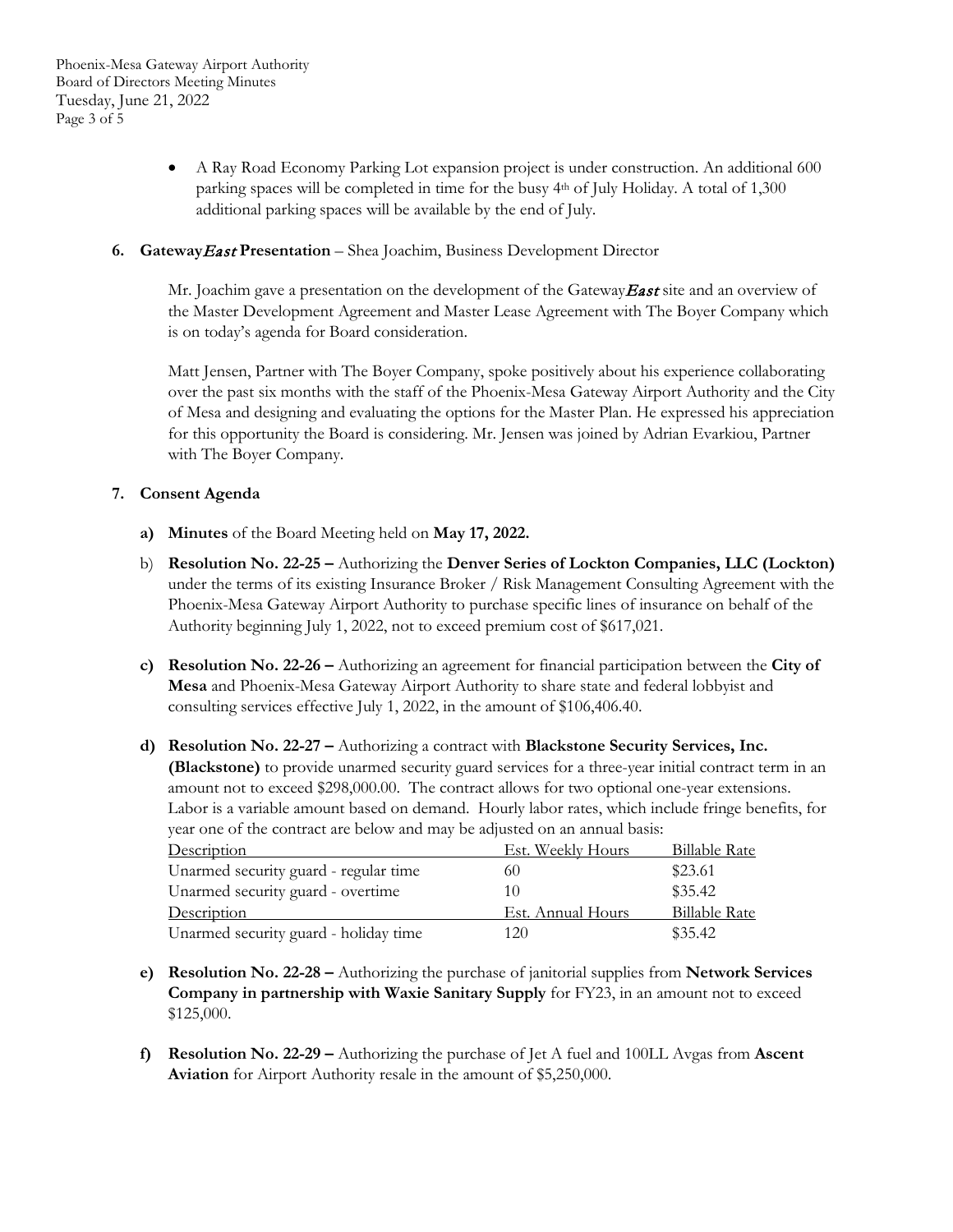- A Ray Road Economy Parking Lot expansion project is under construction. An additional 600 parking spaces will be completed in time for the busy 4th of July Holiday. A total of 1,300 additional parking spaces will be available by the end of July.

**6. Gateway*East* Presentation** – Shea Joachim, Business Development Director

Mr. Joachim gave a presentation on the development of the Gateway***East*** site and an overview of the Master Development Agreement and Master Lease Agreement with The Boyer Company which is on today's agenda for Board consideration.

Matt Jensen, Partner with The Boyer Company, spoke positively about his experience collaborating over the past six months with the staff of the Phoenix-Mesa Gateway Airport Authority and the City of Mesa and designing and evaluating the options for the Master Plan. He expressed his appreciation for this opportunity the Board is considering. Mr. Jensen was joined by Adrian Evarkiou, Partner with The Boyer Company.

**7. Consent Agenda**

**a) Minutes** of the Board Meeting held on **May 17, 2022.**

b) **Resolution No. 22-25 –** Authorizing the **Denver Series of Lockton Companies, LLC (Lockton)** under the terms of its existing Insurance Broker / Risk Management Consulting Agreement with the Phoenix-Mesa Gateway Airport Authority to purchase specific lines of insurance on behalf of the Authority beginning July 1, 2022, not to exceed premium cost of $617,021.

**c) Resolution No. 22-26 –** Authorizing an agreement for financial participation between the **City of Mesa** and Phoenix-Mesa Gateway Airport Authority to share state and federal lobbyist and consulting services effective July 1, 2022, in the amount of $106,406.40.

**d) Resolution No. 22-27 –** Authorizing a contract with **Blackstone Security Services, Inc. (Blackstone)** to provide unarmed security guard services for a three-year initial contract term in an amount not to exceed $298,000.00. The contract allows for two optional one-year extensions. Labor is a variable amount based on demand. Hourly labor rates, which include fringe benefits, for year one of the contract are below and may be adjusted on an annual basis:

| Description | Est. Weekly Hours | Billable Rate |
|---|---|---|
| Unarmed security guard - regular time | 60 | $23.61 |
| Unarmed security guard - overtime | 10 | $35.42 |
| **Description** | **Est. Annual Hours** | **Billable Rate** |
| Unarmed security guard - holiday time | 120 | $35.42 |

**e) Resolution No. 22-28 –** Authorizing the purchase of janitorial supplies from **Network Services Company in partnership with Waxie Sanitary Supply** for FY23, in an amount not to exceed $125,000.

**f) Resolution No. 22-29 –** Authorizing the purchase of Jet A fuel and 100LL Avgas from **Ascent Aviation** for Airport Authority resale in the amount of $5,250,000.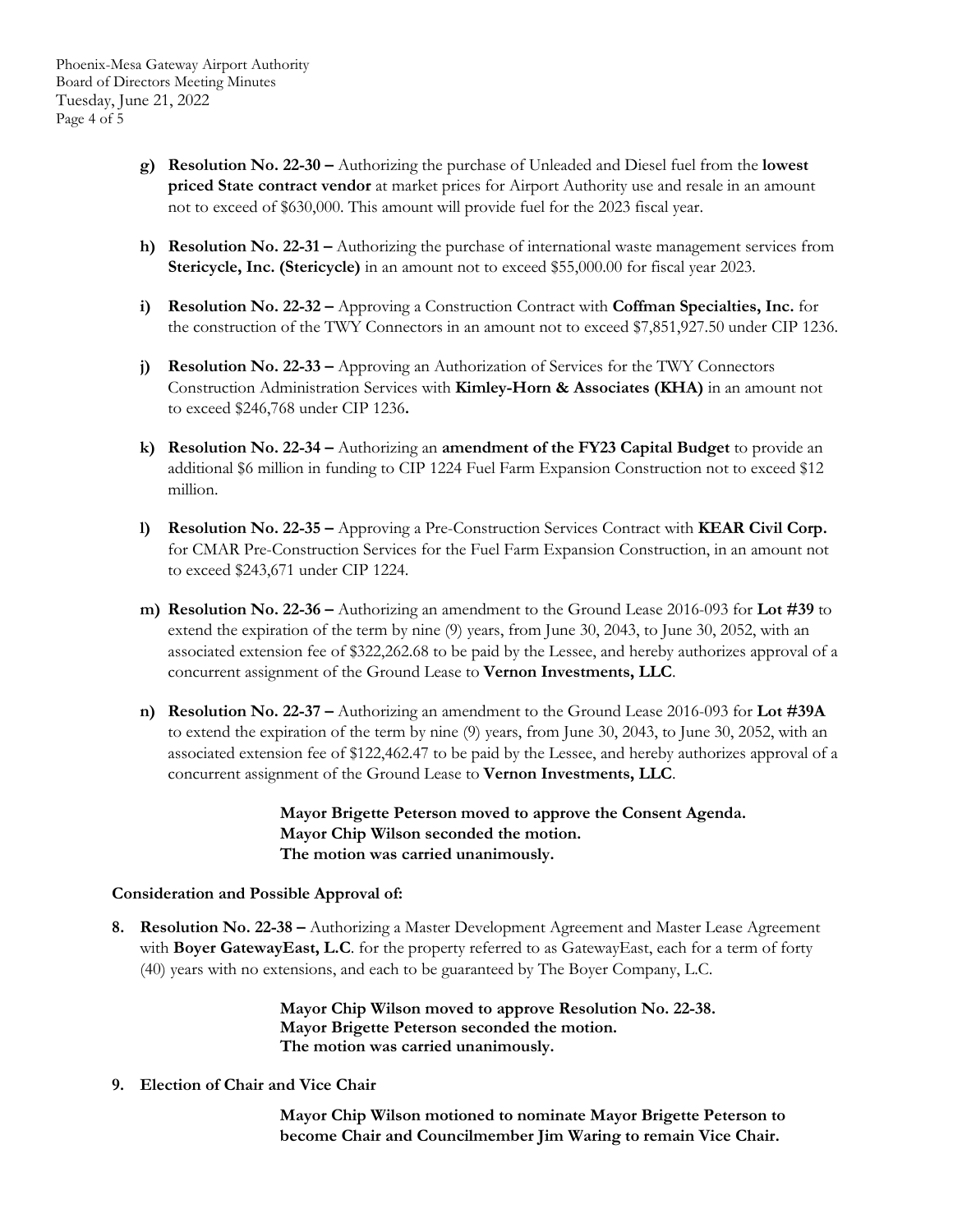g) **Resolution No. 22-30 –** Authorizing the purchase of Unleaded and Diesel fuel from the **lowest priced State contract vendor** at market prices for Airport Authority use and resale in an amount not to exceed of $630,000. This amount will provide fuel for the 2023 fiscal year.

h) **Resolution No. 22-31 –** Authorizing the purchase of international waste management services from **Stericycle, Inc. (Stericycle)** in an amount not to exceed $55,000.00 for fiscal year 2023.

i) **Resolution No. 22-32 –** Approving a Construction Contract with **Coffman Specialties, Inc.** for the construction of the TWY Connectors in an amount not to exceed $7,851,927.50 under CIP 1236.

j) **Resolution No. 22-33 –** Approving an Authorization of Services for the TWY Connectors Construction Administration Services with **Kimley-Horn & Associates (KHA)** in an amount not to exceed $246,768 under CIP 1236**.**

k) **Resolution No. 22-34 –** Authorizing an **amendment of the FY23 Capital Budget** to provide an additional $6 million in funding to CIP 1224 Fuel Farm Expansion Construction not to exceed $12 million.

l) **Resolution No. 22-35 –** Approving a Pre-Construction Services Contract with **KEAR Civil Corp.** for CMAR Pre-Construction Services for the Fuel Farm Expansion Construction, in an amount not to exceed $243,671 under CIP 1224.

m) **Resolution No. 22-36 –** Authorizing an amendment to the Ground Lease 2016-093 for **Lot #39** to extend the expiration of the term by nine (9) years, from June 30, 2043, to June 30, 2052, with an associated extension fee of $322,262.68 to be paid by the Lessee, and hereby authorizes approval of a concurrent assignment of the Ground Lease to **Vernon Investments, LLC**.

n) **Resolution No. 22-37 –** Authorizing an amendment to the Ground Lease 2016-093 for **Lot #39A** to extend the expiration of the term by nine (9) years, from June 30, 2043, to June 30, 2052, with an associated extension fee of $122,462.47 to be paid by the Lessee, and hereby authorizes approval of a concurrent assignment of the Ground Lease to **Vernon Investments, LLC**.

**Mayor Brigette Peterson moved to approve the Consent Agenda.**
**Mayor Chip Wilson seconded the motion.**
**The motion was carried unanimously.**

**Consideration and Possible Approval of:**

8. **Resolution No. 22-38 –** Authorizing a Master Development Agreement and Master Lease Agreement with **Boyer GatewayEast, L.C**. for the property referred to as GatewayEast, each for a term of forty (40) years with no extensions, and each to be guaranteed by The Boyer Company, L.C.

**Mayor Chip Wilson moved to approve Resolution No. 22-38.**
**Mayor Brigette Peterson seconded the motion.**
**The motion was carried unanimously.**

9. **Election of Chair and Vice Chair**

**Mayor Chip Wilson motioned to nominate Mayor Brigette Peterson to become Chair and Councilmember Jim Waring to remain Vice Chair.**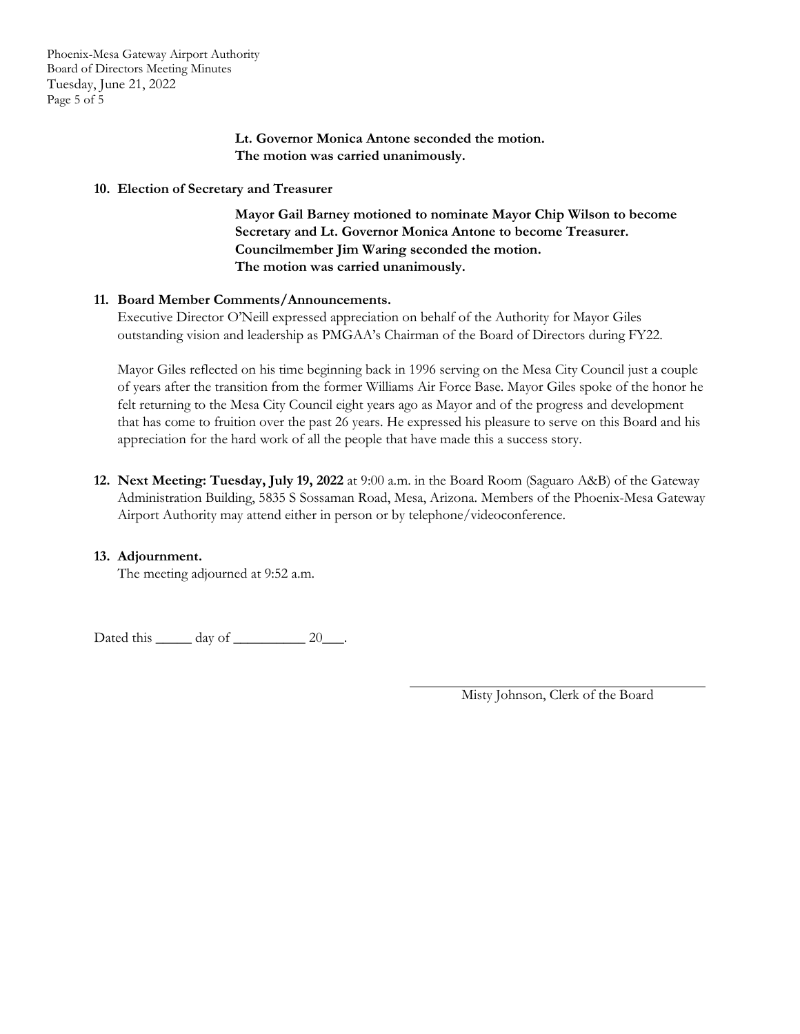**Lt. Governor Monica Antone seconded the motion.**
**The motion was carried unanimously.**

**10. Election of Secretary and Treasurer**

**Mayor Gail Barney motioned to nominate Mayor Chip Wilson to become Secretary and Lt. Governor Monica Antone to become Treasurer.**
**Councilmember Jim Waring seconded the motion.**
**The motion was carried unanimously.**

**11. Board Member Comments/Announcements.**

Executive Director O'Neill expressed appreciation on behalf of the Authority for Mayor Giles outstanding vision and leadership as PMGAA's Chairman of the Board of Directors during FY22.

Mayor Giles reflected on his time beginning back in 1996 serving on the Mesa City Council just a couple of years after the transition from the former Williams Air Force Base. Mayor Giles spoke of the honor he felt returning to the Mesa City Council eight years ago as Mayor and of the progress and development that has come to fruition over the past 26 years. He expressed his pleasure to serve on this Board and his appreciation for the hard work of all the people that have made this a success story.

**12. Next Meeting: Tuesday, July 19, 2022** at 9:00 a.m. in the Board Room (Saguaro A&B) of the Gateway Administration Building, 5835 S Sossaman Road, Mesa, Arizona. Members of the Phoenix-Mesa Gateway Airport Authority may attend either in person or by telephone/videoconference.

**13. Adjournment.**

The meeting adjourned at 9:52 a.m.

Dated this _____ day of __________ 20___.

_______________________________________
Misty Johnson, Clerk of the Board